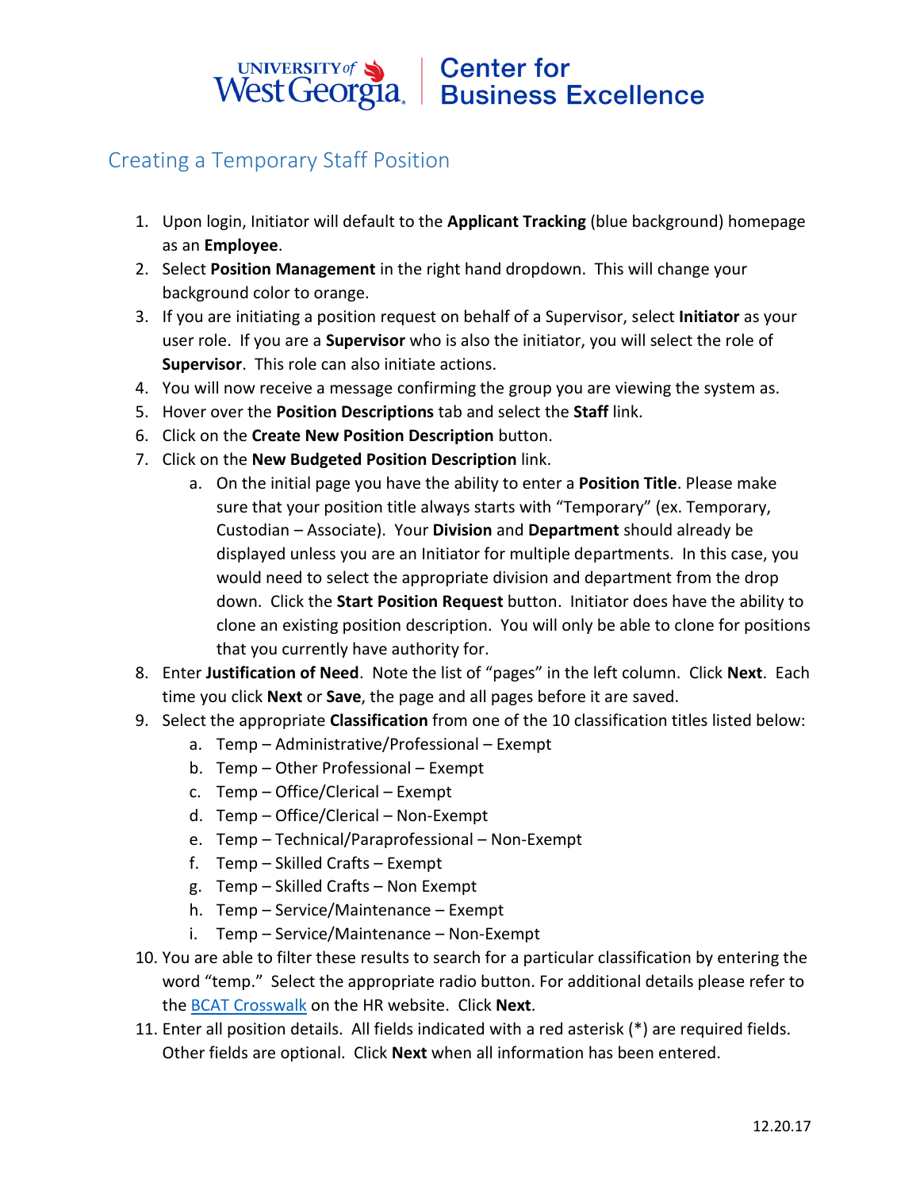# Center for Business Excellence

## Creating a Temporary Staff Position

1. Upon login, Initiator will default to the **Applicant Tracking** (blue background) homepage as an **Employee**.
2. Select **Position Management** in the right hand dropdown. This will change your background color to orange.
3. If you are initiating a position request on behalf of a Supervisor, select **Initiator** as your user role. If you are a **Supervisor** who is also the initiator, you will select the role of **Supervisor**. This role can also initiate actions.
4. You will now receive a message confirming the group you are viewing the system as.
5. Hover over the **Position Descriptions** tab and select the **Staff** link.
6. Click on the **Create New Position Description** button.
7. Click on the **New Budgeted Position Description** link.
   a. On the initial page you have the ability to enter a **Position Title**. Please make sure that your position title always starts with "Temporary" (ex. Temporary, Custodian – Associate). Your **Division** and **Department** should already be displayed unless you are an Initiator for multiple departments. In this case, you would need to select the appropriate division and department from the drop down. Click the **Start Position Request** button. Initiator does have the ability to clone an existing position description. You will only be able to clone for positions that you currently have authority for.
8. Enter **Justification of Need**. Note the list of "pages" in the left column. Click **Next**. Each time you click **Next** or **Save**, the page and all pages before it are saved.
9. Select the appropriate **Classification** from one of the 10 classification titles listed below:
   a. Temp – Administrative/Professional – Exempt
   b. Temp – Other Professional – Exempt
   c. Temp – Office/Clerical – Exempt
   d. Temp – Office/Clerical – Non-Exempt
   e. Temp – Technical/Paraprofessional – Non-Exempt
   f. Temp – Skilled Crafts – Exempt
   g. Temp – Skilled Crafts – Non Exempt
   h. Temp – Service/Maintenance – Exempt
   i. Temp – Service/Maintenance – Non-Exempt
10. You are able to filter these results to search for a particular classification by entering the word "temp." Select the appropriate radio button. For additional details please refer to the BCAT Crosswalk on the HR website. Click **Next**.
11. Enter all position details. All fields indicated with a red asterisk (*) are required fields. Other fields are optional. Click **Next** when all information has been entered.

12.20.17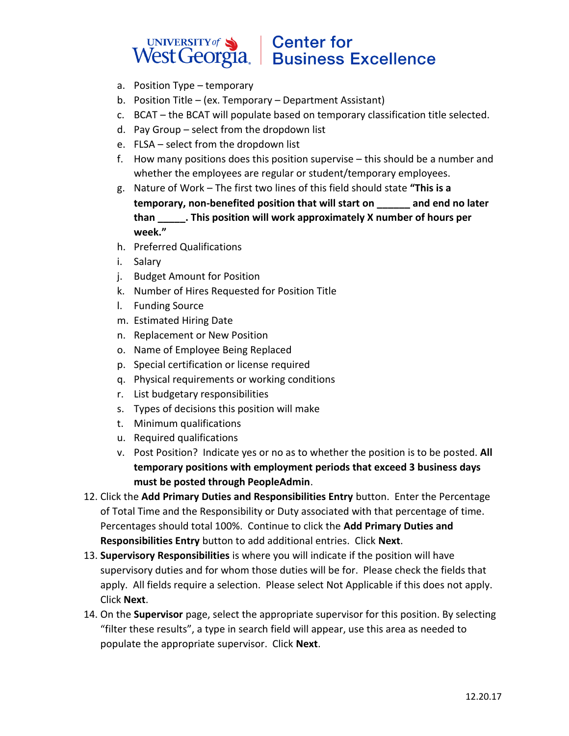a. Position Type – temporary
   b. Position Title – (ex. Temporary – Department Assistant)
   c. BCAT – the BCAT will populate based on temporary classification title selected.
   d. Pay Group – select from the dropdown list
   e. FLSA – select from the dropdown list
   f. How many positions does this position supervise – this should be a number and whether the employees are regular or student/temporary employees.
   g. Nature of Work – The first two lines of this field should state **"This is a temporary, non-benefited position that will start on ______ and end no later than _____. This position will work approximately X number of hours per week."**
   h. Preferred Qualifications
   i. Salary
   j. Budget Amount for Position
   k. Number of Hires Requested for Position Title
   l. Funding Source
   m. Estimated Hiring Date
   n. Replacement or New Position
   o. Name of Employee Being Replaced
   p. Special certification or license required
   q. Physical requirements or working conditions
   r. List budgetary responsibilities
   s. Types of decisions this position will make
   t. Minimum qualifications
   u. Required qualifications
   v. Post Position? Indicate yes or no as to whether the position is to be posted. **All temporary positions with employment periods that exceed 3 business days must be posted through PeopleAdmin**.

12. Click the **Add Primary Duties and Responsibilities Entry** button. Enter the Percentage of Total Time and the Responsibility or Duty associated with that percentage of time. Percentages should total 100%. Continue to click the **Add Primary Duties and Responsibilities Entry** button to add additional entries. Click **Next**.
13. **Supervisory Responsibilities** is where you will indicate if the position will have supervisory duties and for whom those duties will be for. Please check the fields that apply. All fields require a selection. Please select Not Applicable if this does not apply. Click **Next**.
14. On the **Supervisor** page, select the appropriate supervisor for this position. By selecting "filter these results", a type in search field will appear, use this area as needed to populate the appropriate supervisor. Click **Next**.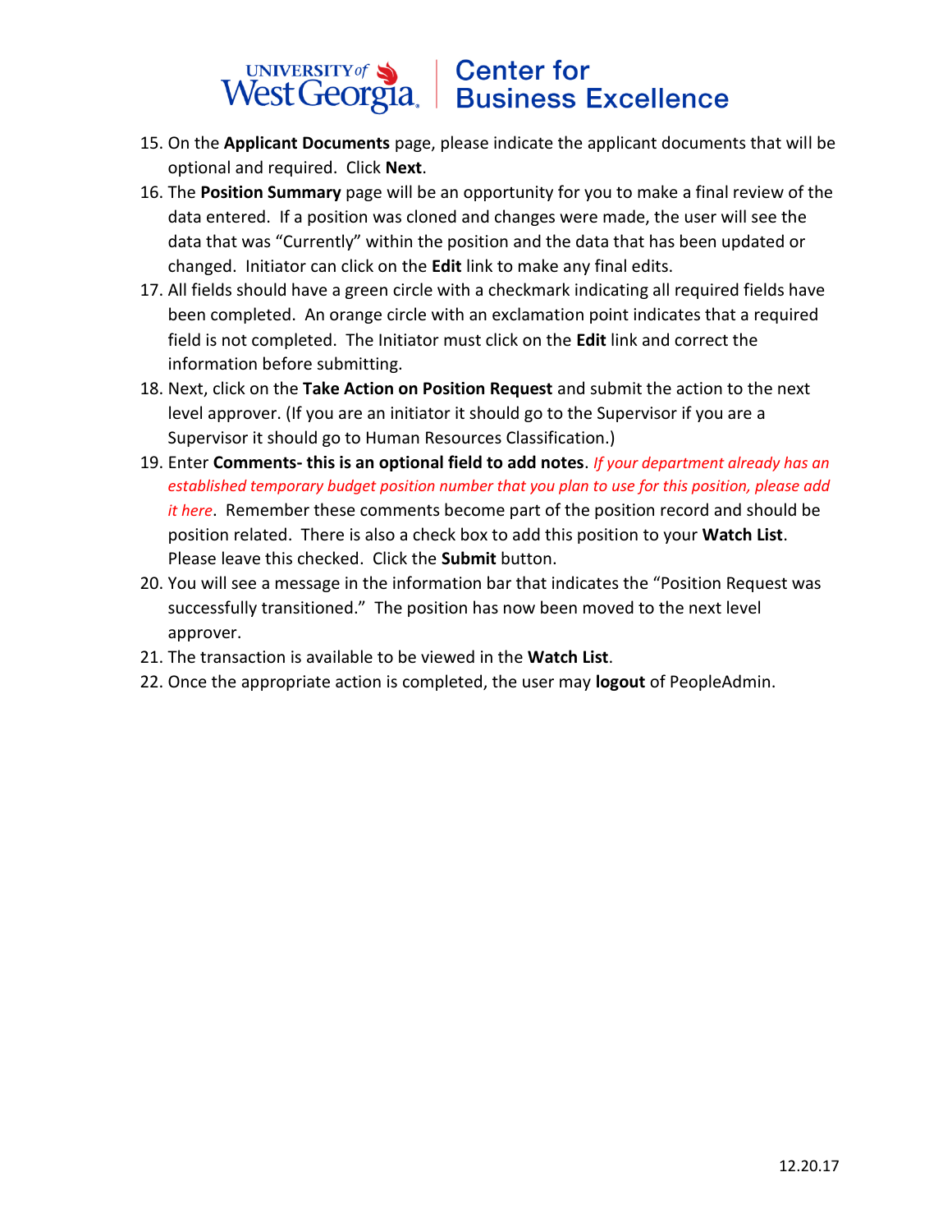15. On the **Applicant Documents** page, please indicate the applicant documents that will be optional and required. Click **Next**.
16. The **Position Summary** page will be an opportunity for you to make a final review of the data entered. If a position was cloned and changes were made, the user will see the data that was "Currently" within the position and the data that has been updated or changed. Initiator can click on the **Edit** link to make any final edits.
17. All fields should have a green circle with a checkmark indicating all required fields have been completed. An orange circle with an exclamation point indicates that a required field is not completed. The Initiator must click on the **Edit** link and correct the information before submitting.
18. Next, click on the **Take Action on Position Request** and submit the action to the next level approver. (If you are an initiator it should go to the Supervisor if you are a Supervisor it should go to Human Resources Classification.)
19. Enter **Comments- this is an optional field to add notes**. *If your department already has an established temporary budget position number that you plan to use for this position, please add it here*. Remember these comments become part of the position record and should be position related. There is also a check box to add this position to your **Watch List**. Please leave this checked. Click the **Submit** button.
20. You will see a message in the information bar that indicates the "Position Request was successfully transitioned." The position has now been moved to the next level approver.
21. The transaction is available to be viewed in the **Watch List**.
22. Once the appropriate action is completed, the user may **logout** of PeopleAdmin.

12.20.17